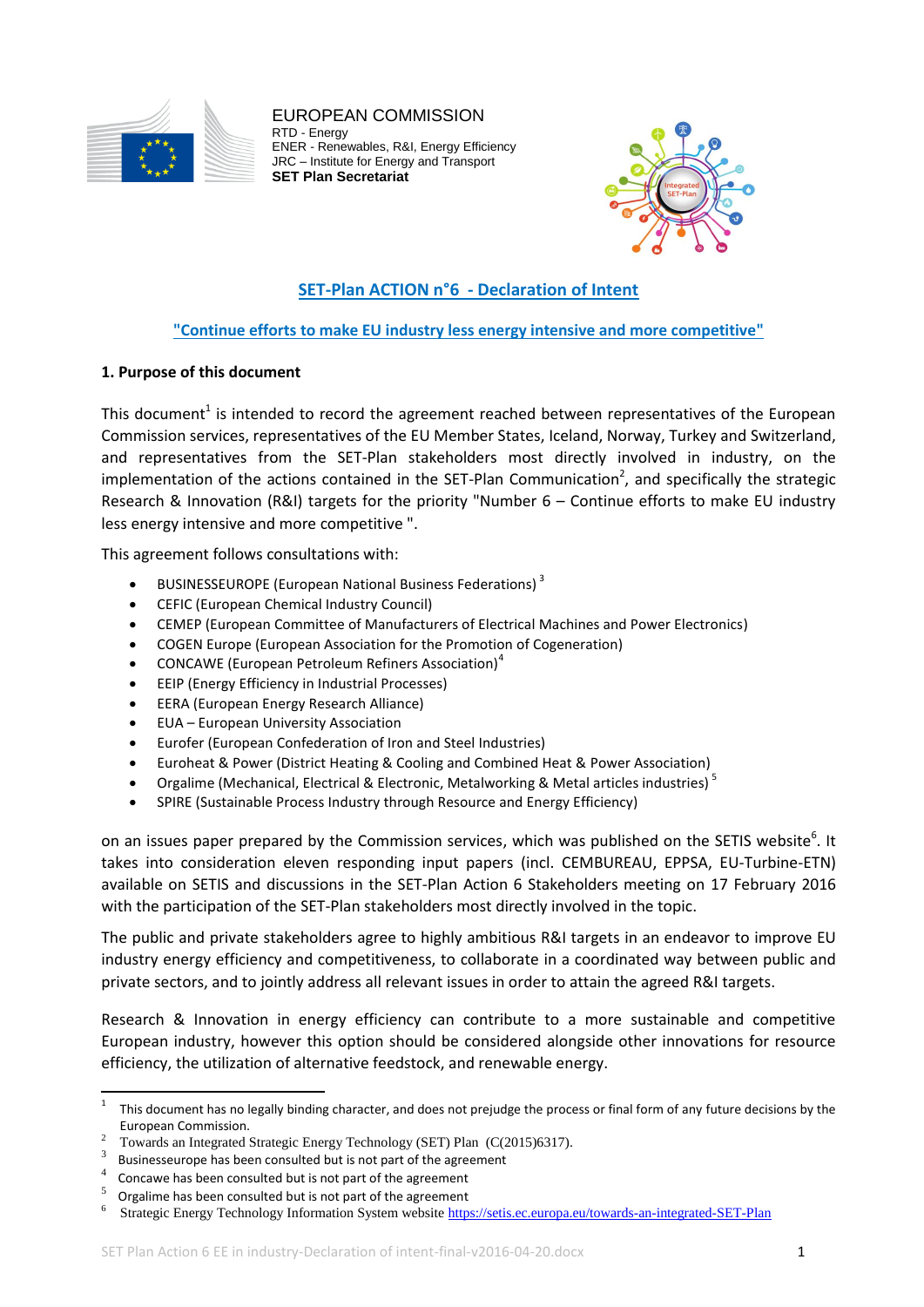EUROPEAN COMMISSION
RTD - Energy
ENER - Renewables, R&I, Energy Efficiency
JRC – Institute for Energy and Transport
**SET Plan Secretariat**

# SET-Plan ACTION n°6 - Declaration of Intent

## "Continue efforts to make EU industry less energy intensive and more competitive"

### 1. Purpose of this document

This document[1] is intended to record the agreement reached between representatives of the European Commission services, representatives of the EU Member States, Iceland, Norway, Turkey and Switzerland, and representatives from the SET-Plan stakeholders most directly involved in industry, on the implementation of the actions contained in the SET-Plan Communication[2], and specifically the strategic Research & Innovation (R&I) targets for the priority "Number 6 – Continue efforts to make EU industry less energy intensive and more competitive ".

This agreement follows consultations with:

- BUSINESSEUROPE (European National Business Federations) [3]
- CEFIC (European Chemical Industry Council)
- CEMEP (European Committee of Manufacturers of Electrical Machines and Power Electronics)
- COGEN Europe (European Association for the Promotion of Cogeneration)
- CONCAWE (European Petroleum Refiners Association)[4]
- EEIP (Energy Efficiency in Industrial Processes)
- EERA (European Energy Research Alliance)
- EUA – European University Association
- Eurofer (European Confederation of Iron and Steel Industries)
- Euroheat & Power (District Heating & Cooling and Combined Heat & Power Association)
- Orgalime (Mechanical, Electrical & Electronic, Metalworking & Metal articles industries) [5]
- SPIRE (Sustainable Process Industry through Resource and Energy Efficiency)

on an issues paper prepared by the Commission services, which was published on the SETIS website[6]. It takes into consideration eleven responding input papers (incl. CEMBUREAU, EPPSA, EU-Turbine-ETN) available on SETIS and discussions in the SET-Plan Action 6 Stakeholders meeting on 17 February 2016 with the participation of the SET-Plan stakeholders most directly involved in the topic.

The public and private stakeholders agree to highly ambitious R&I targets in an endeavor to improve EU industry energy efficiency and competitiveness, to collaborate in a coordinated way between public and private sectors, and to jointly address all relevant issues in order to attain the agreed R&I targets.

Research & Innovation in energy efficiency can contribute to a more sustainable and competitive European industry, however this option should be considered alongside other innovations for resource efficiency, the utilization of alternative feedstock, and renewable energy.

---

[1] This document has no legally binding character, and does not prejudge the process or final form of any future decisions by the European Commission.

[2] Towards an Integrated Strategic Energy Technology (SET) Plan (C(2015)6317).

[3] Businesseurope has been consulted but is not part of the agreement

[4] Concawe has been consulted but is not part of the agreement

[5] Orgalime has been consulted but is not part of the agreement

[6] Strategic Energy Technology Information System website https://setis.ec.europa.eu/towards-an-integrated-SET-Plan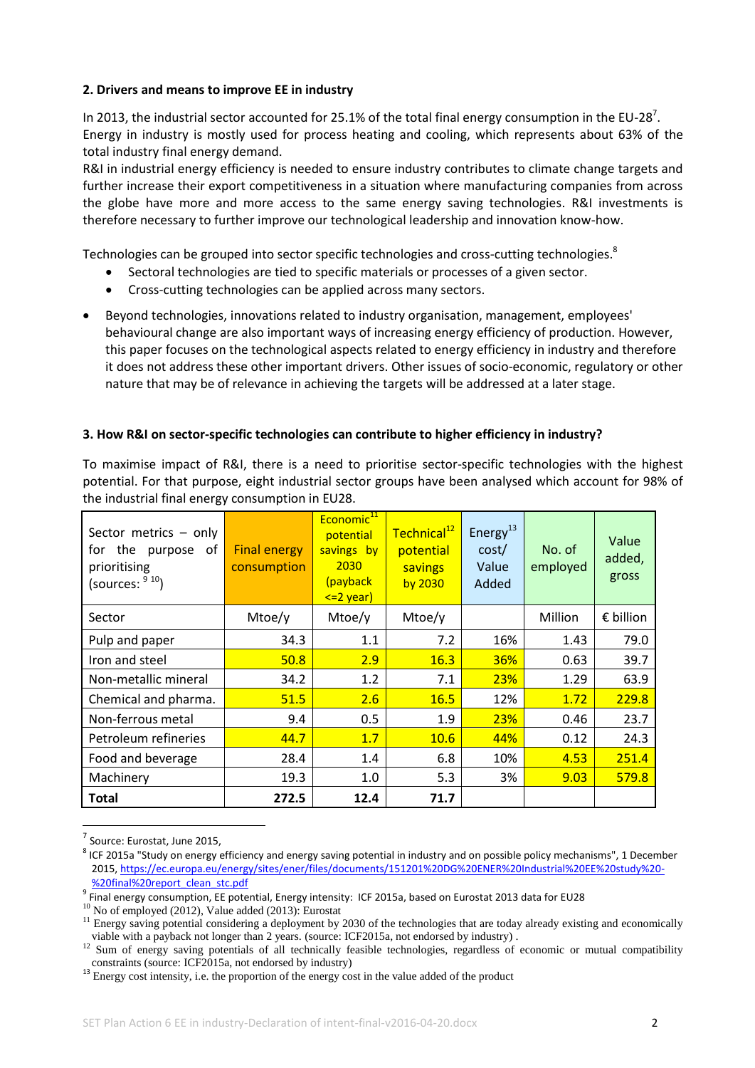**2. Drivers and means to improve EE in industry**

In 2013, the industrial sector accounted for 25.1% of the total final energy consumption in the EU-28[7]. Energy in industry is mostly used for process heating and cooling, which represents about 63% of the total industry final energy demand.
R&I in industrial energy efficiency is needed to ensure industry contributes to climate change targets and further increase their export competitiveness in a situation where manufacturing companies from across the globe have more and more access to the same energy saving technologies. R&I investments is therefore necessary to further improve our technological leadership and innovation know-how.

Technologies can be grouped into sector specific technologies and cross-cutting technologies.[8]

- Sectoral technologies are tied to specific materials or processes of a given sector.
- Cross-cutting technologies can be applied across many sectors.

- Beyond technologies, innovations related to industry organisation, management, employees' behavioural change are also important ways of increasing energy efficiency of production. However, this paper focuses on the technological aspects related to energy efficiency in industry and therefore it does not address these other important drivers. Other issues of socio-economic, regulatory or other nature that may be of relevance in achieving the targets will be addressed at a later stage.

**3. How R&I on sector-specific technologies can contribute to higher efficiency in industry?**

To maximise impact of R&I, there is a need to prioritise sector-specific technologies with the highest potential. For that purpose, eight industrial sector groups have been analysed which account for 98% of the industrial final energy consumption in EU28.

| Sector metrics – only for the purpose of prioritising (sources: [9] [10]) | Final energy consumption | Economic[11] potential savings by 2030 (payback <=2 year) | Technical[12] potential savings by 2030 | Energy[13] cost/ Value Added | No. of employed | Value added, gross |
|---|---|---|---|---|---|---|
| Sector | Mtoe/y | Mtoe/y | Mtoe/y | | Million | € billion |
| Pulp and paper | 34.3 | 1.1 | 7.2 | 16% | 1.43 | 79.0 |
| Iron and steel | 50.8 | 2.9 | 16.3 | 36% | 0.63 | 39.7 |
| Non-metallic mineral | 34.2 | 1.2 | 7.1 | 23% | 1.29 | 63.9 |
| Chemical and pharma. | 51.5 | 2.6 | 16.5 | 12% | 1.72 | 229.8 |
| Non-ferrous metal | 9.4 | 0.5 | 1.9 | 23% | 0.46 | 23.7 |
| Petroleum refineries | 44.7 | 1.7 | 10.6 | 44% | 0.12 | 24.3 |
| Food and beverage | 28.4 | 1.4 | 6.8 | 10% | 4.53 | 251.4 |
| Machinery | 19.3 | 1.0 | 5.3 | 3% | 9.03 | 579.8 |
| **Total** | **272.5** | **12.4** | **71.7** | | | |

[7] Source: Eurostat, June 2015,

[8] ICF 2015a "Study on energy efficiency and energy saving potential in industry and on possible policy mechanisms", 1 December 2015, https://ec.europa.eu/energy/sites/ener/files/documents/151201%20DG%20ENER%20Industrial%20EE%20study%20-%20final%20report_clean_stc.pdf

[9] Final energy consumption, EE potential, Energy intensity: ICF 2015a, based on Eurostat 2013 data for EU28

[10] No of employed (2012), Value added (2013): Eurostat

[11] Energy saving potential considering a deployment by 2030 of the technologies that are today already existing and economically viable with a payback not longer than 2 years. (source: ICF2015a, not endorsed by industry) .

[12] Sum of energy saving potentials of all technically feasible technologies, regardless of economic or mutual compatibility constraints (source: ICF2015a, not endorsed by industry)

[13] Energy cost intensity, i.e. the proportion of the energy cost in the value added of the product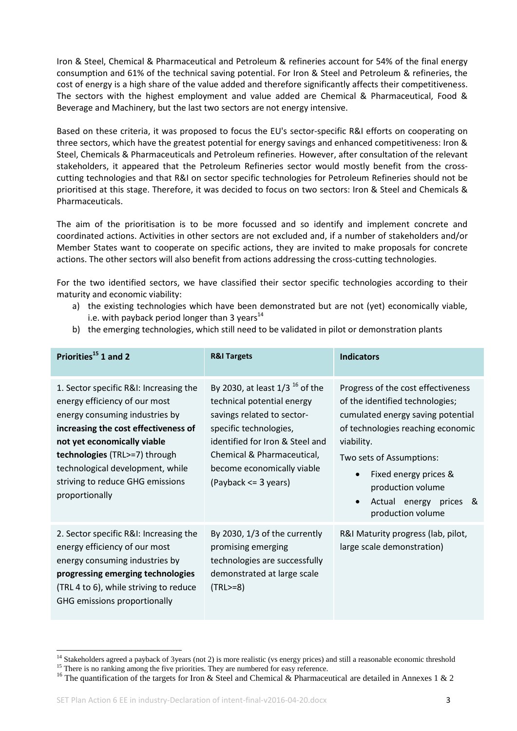Iron & Steel, Chemical & Pharmaceutical and Petroleum & refineries account for 54% of the final energy consumption and 61% of the technical saving potential. For Iron & Steel and Petroleum & refineries, the cost of energy is a high share of the value added and therefore significantly affects their competitiveness. The sectors with the highest employment and value added are Chemical & Pharmaceutical, Food & Beverage and Machinery, but the last two sectors are not energy intensive.

Based on these criteria, it was proposed to focus the EU's sector-specific R&I efforts on cooperating on three sectors, which have the greatest potential for energy savings and enhanced competitiveness: Iron & Steel, Chemicals & Pharmaceuticals and Petroleum refineries. However, after consultation of the relevant stakeholders, it appeared that the Petroleum Refineries sector would mostly benefit from the cross-cutting technologies and that R&I on sector specific technologies for Petroleum Refineries should not be prioritised at this stage. Therefore, it was decided to focus on two sectors: Iron & Steel and Chemicals & Pharmaceuticals.

The aim of the prioritisation is to be more focussed and so identify and implement concrete and coordinated actions. Activities in other sectors are not excluded and, if a number of stakeholders and/or Member States want to cooperate on specific actions, they are invited to make proposals for concrete actions. The other sectors will also benefit from actions addressing the cross-cutting technologies.

For the two identified sectors, we have classified their sector specific technologies according to their maturity and economic viability:

a) the existing technologies which have been demonstrated but are not (yet) economically viable, i.e. with payback period longer than 3 years[14]
b) the emerging technologies, which still need to be validated in pilot or demonstration plants

| Priorities[15] 1 and 2 | R&I Targets | Indicators |
|---|---|---|
| 1. Sector specific R&I: Increasing the energy efficiency of our most energy consuming industries by **increasing the cost effectiveness of not yet economically viable technologies** (TRL>=7) through technological development, while striving to reduce GHG emissions proportionally | By 2030, at least 1/3 [16] of the technical potential energy savings related to sector-specific technologies, identified for Iron & Steel and Chemical & Pharmaceutical, become economically viable (Payback <= 3 years) | Progress of the cost effectiveness of the identified technologies; cumulated energy saving potential of technologies reaching economic viability. Two sets of Assumptions: • Fixed energy prices & production volume • Actual energy prices & production volume |
| 2. Sector specific R&I: Increasing the energy efficiency of our most energy consuming industries by **progressing emerging technologies** (TRL 4 to 6), while striving to reduce GHG emissions proportionally | By 2030, 1/3 of the currently promising emerging technologies are successfully demonstrated at large scale (TRL>=8) | R&I Maturity progress (lab, pilot, large scale demonstration) |

[14] Stakeholders agreed a payback of 3years (not 2) is more realistic (vs energy prices) and still a reasonable economic threshold

[15] There is no ranking among the five priorities. They are numbered for easy reference.

[16] The quantification of the targets for Iron & Steel and Chemical & Pharmaceutical are detailed in Annexes 1 & 2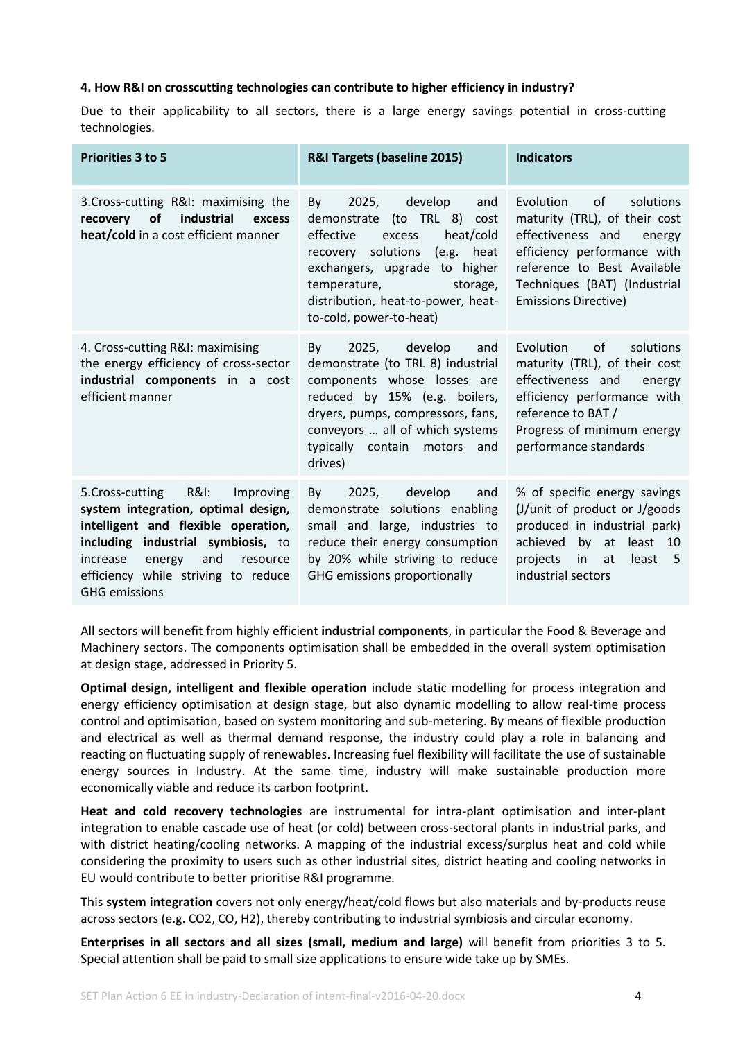**4. How R&I on crosscutting technologies can contribute to higher efficiency in industry?**

Due to their applicability to all sectors, there is a large energy savings potential in cross-cutting technologies.

| **Priorities 3 to 5** | **R&I Targets (baseline 2015)** | **Indicators** |
|---|---|---|
| 3.Cross-cutting R&I: maximising the **recovery of industrial excess heat/cold** in a cost efficient manner | By 2025, develop and demonstrate (to TRL 8) cost effective excess heat/cold recovery solutions (e.g. heat exchangers, upgrade to higher temperature, storage, distribution, heat-to-power, heat-to-cold, power-to-heat) | Evolution of solutions maturity (TRL), of their cost effectiveness and energy efficiency performance with reference to Best Available Techniques (BAT) (Industrial Emissions Directive) |
| 4. Cross-cutting R&I: maximising the energy efficiency of cross-sector **industrial components** in a cost efficient manner | By 2025, develop and demonstrate (to TRL 8) industrial components whose losses are reduced by 15% (e.g. boilers, dryers, pumps, compressors, fans, conveyors … all of which systems typically contain motors and drives) | Evolution of solutions maturity (TRL), of their cost effectiveness and energy efficiency performance with reference to BAT / Progress of minimum energy performance standards |
| 5.Cross-cutting R&I: Improving **system integration, optimal design, intelligent and flexible operation, including industrial symbiosis,** to increase energy and resource efficiency while striving to reduce GHG emissions | By 2025, develop and demonstrate solutions enabling small and large, industries to reduce their energy consumption by 20% while striving to reduce GHG emissions proportionally | % of specific energy savings (J/unit of product or J/goods produced in industrial park) achieved by at least 10 projects in at least 5 industrial sectors |

All sectors will benefit from highly efficient **industrial components**, in particular the Food & Beverage and Machinery sectors. The components optimisation shall be embedded in the overall system optimisation at design stage, addressed in Priority 5.

**Optimal design, intelligent and flexible operation** include static modelling for process integration and energy efficiency optimisation at design stage, but also dynamic modelling to allow real-time process control and optimisation, based on system monitoring and sub-metering. By means of flexible production and electrical as well as thermal demand response, the industry could play a role in balancing and reacting on fluctuating supply of renewables. Increasing fuel flexibility will facilitate the use of sustainable energy sources in Industry. At the same time, industry will make sustainable production more economically viable and reduce its carbon footprint.

**Heat and cold recovery technologies** are instrumental for intra-plant optimisation and inter-plant integration to enable cascade use of heat (or cold) between cross-sectoral plants in industrial parks, and with district heating/cooling networks. A mapping of the industrial excess/surplus heat and cold while considering the proximity to users such as other industrial sites, district heating and cooling networks in EU would contribute to better prioritise R&I programme.

This **system integration** covers not only energy/heat/cold flows but also materials and by-products reuse across sectors (e.g. $CO_2$, CO, $H_2$), thereby contributing to industrial symbiosis and circular economy.

**Enterprises in all sectors and all sizes (small, medium and large)** will benefit from priorities 3 to 5. Special attention shall be paid to small size applications to ensure wide take up by SMEs.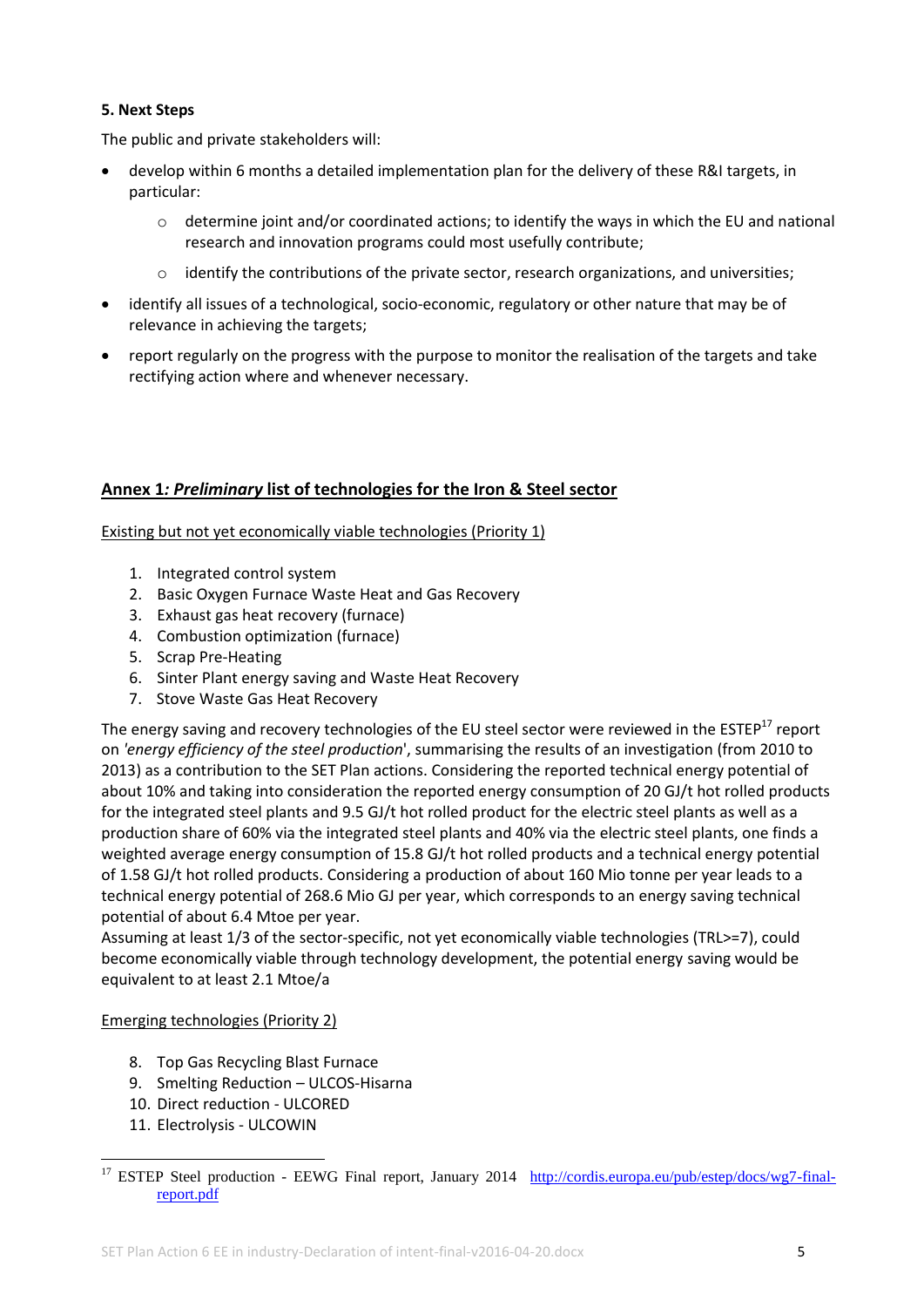**5. Next Steps**

The public and private stakeholders will:

- develop within 6 months a detailed implementation plan for the delivery of these R&I targets, in particular:
    - determine joint and/or coordinated actions; to identify the ways in which the EU and national research and innovation programs could most usefully contribute;
    - identify the contributions of the private sector, research organizations, and universities;
- identify all issues of a technological, socio-economic, regulatory or other nature that may be of relevance in achieving the targets;
- report regularly on the progress with the purpose to monitor the realisation of the targets and take rectifying action where and whenever necessary.

## Annex 1*: Preliminary* list of technologies for the Iron & Steel sector

Existing but not yet economically viable technologies (Priority 1)

1. Integrated control system
2. Basic Oxygen Furnace Waste Heat and Gas Recovery
3. Exhaust gas heat recovery (furnace)
4. Combustion optimization (furnace)
5. Scrap Pre-Heating
6. Sinter Plant energy saving and Waste Heat Recovery
7. Stove Waste Gas Heat Recovery

The energy saving and recovery technologies of the EU steel sector were reviewed in the ESTEP[17] report on *'energy efficiency of the steel production*', summarising the results of an investigation (from 2010 to 2013) as a contribution to the SET Plan actions. Considering the reported technical energy potential of about 10% and taking into consideration the reported energy consumption of 20 GJ/t hot rolled products for the integrated steel plants and 9.5 GJ/t hot rolled product for the electric steel plants as well as a production share of 60% via the integrated steel plants and 40% via the electric steel plants, one finds a weighted average energy consumption of 15.8 GJ/t hot rolled products and a technical energy potential of 1.58 GJ/t hot rolled products. Considering a production of about 160 Mio tonne per year leads to a technical energy potential of 268.6 Mio GJ per year, which corresponds to an energy saving technical potential of about 6.4 Mtoe per year.
Assuming at least 1/3 of the sector-specific, not yet economically viable technologies (TRL>=7), could become economically viable through technology development, the potential energy saving would be equivalent to at least 2.1 Mtoe/a

Emerging technologies (Priority 2)

8. Top Gas Recycling Blast Furnace
9. Smelting Reduction – ULCOS-Hisarna
10. Direct reduction - ULCORED
11. Electrolysis - ULCOWIN

[17] ESTEP Steel production - EEWG Final report, January 2014 http://cordis.europa.eu/pub/estep/docs/wg7-final-report.pdf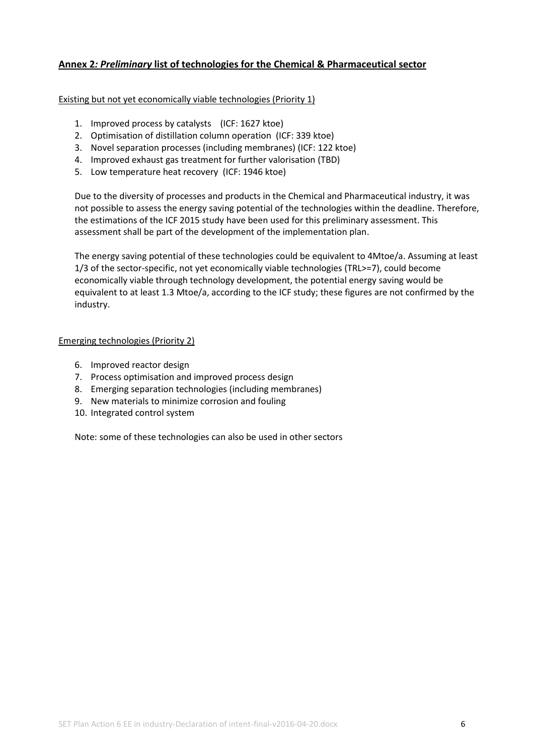## **Annex 2*: Preliminary* list of technologies for the Chemical & Pharmaceutical sector**

Existing but not yet economically viable technologies (Priority 1)

1. Improved process by catalysts (ICF: 1627 ktoe)
2. Optimisation of distillation column operation (ICF: 339 ktoe)
3. Novel separation processes (including membranes) (ICF: 122 ktoe)
4. Improved exhaust gas treatment for further valorisation (TBD)
5. Low temperature heat recovery (ICF: 1946 ktoe)

Due to the diversity of processes and products in the Chemical and Pharmaceutical industry, it was not possible to assess the energy saving potential of the technologies within the deadline. Therefore, the estimations of the ICF 2015 study have been used for this preliminary assessment. This assessment shall be part of the development of the implementation plan.

The energy saving potential of these technologies could be equivalent to 4Mtoe/a. Assuming at least 1/3 of the sector-specific, not yet economically viable technologies (TRL>=7), could become economically viable through technology development, the potential energy saving would be equivalent to at least 1.3 Mtoe/a, according to the ICF study; these figures are not confirmed by the industry.

Emerging technologies (Priority 2)

6. Improved reactor design
7. Process optimisation and improved process design
8. Emerging separation technologies (including membranes)
9. New materials to minimize corrosion and fouling
10. Integrated control system

Note: some of these technologies can also be used in other sectors